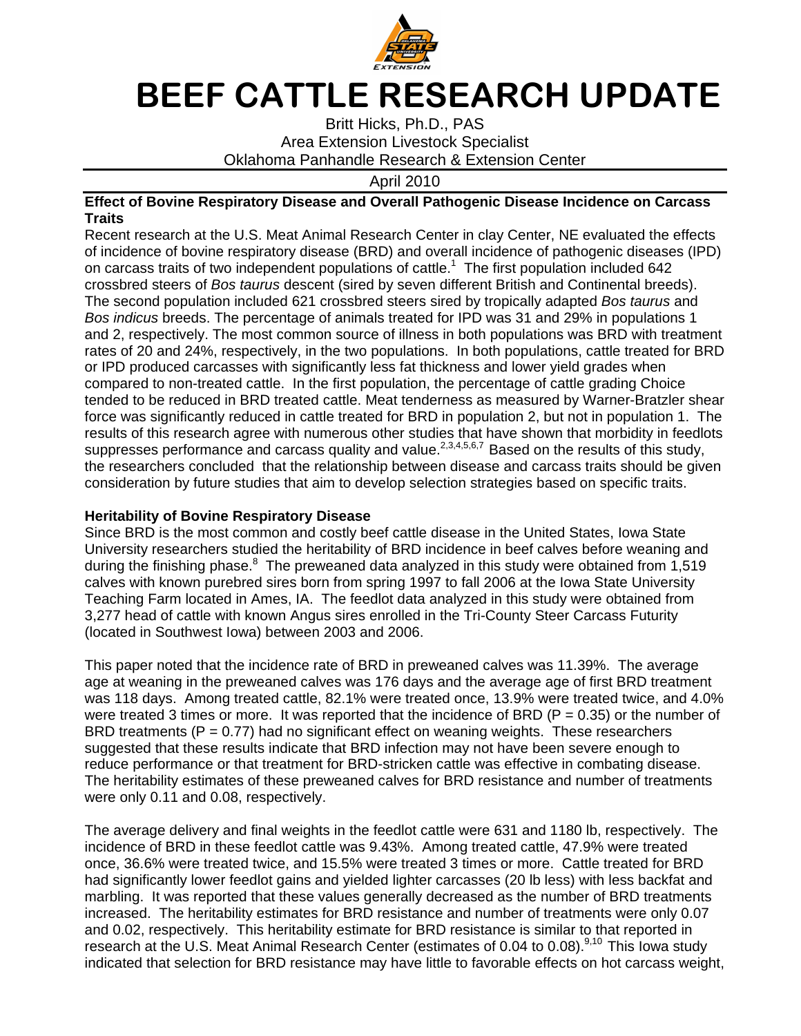# BEEF CATTLE RESEARCH UPDATE

Britt Hicks, Ph.D., PAS
Area Extension Livestock Specialist
Oklahoma Panhandle Research & Extension Center

April 2010

**Effect of Bovine Respiratory Disease and Overall Pathogenic Disease Incidence on Carcass Traits**

Recent research at the U.S. Meat Animal Research Center in clay Center, NE evaluated the effects of incidence of bovine respiratory disease (BRD) and overall incidence of pathogenic diseases (IPD) on carcass traits of two independent populations of cattle.[1] The first population included 642 crossbred steers of *Bos taurus* descent (sired by seven different British and Continental breeds). The second population included 621 crossbred steers sired by tropically adapted *Bos taurus* and *Bos indicus* breeds. The percentage of animals treated for IPD was 31 and 29% in populations 1 and 2, respectively. The most common source of illness in both populations was BRD with treatment rates of 20 and 24%, respectively, in the two populations. In both populations, cattle treated for BRD or IPD produced carcasses with significantly less fat thickness and lower yield grades when compared to non-treated cattle. In the first population, the percentage of cattle grading Choice tended to be reduced in BRD treated cattle. Meat tenderness as measured by Warner-Bratzler shear force was significantly reduced in cattle treated for BRD in population 2, but not in population 1. The results of this research agree with numerous other studies that have shown that morbidity in feedlots suppresses performance and carcass quality and value.[2,3,4,5,6,7] Based on the results of this study, the researchers concluded that the relationship between disease and carcass traits should be given consideration by future studies that aim to develop selection strategies based on specific traits.

**Heritability of Bovine Respiratory Disease**

Since BRD is the most common and costly beef cattle disease in the United States, Iowa State University researchers studied the heritability of BRD incidence in beef calves before weaning and during the finishing phase.[8] The preweaned data analyzed in this study were obtained from 1,519 calves with known purebred sires born from spring 1997 to fall 2006 at the Iowa State University Teaching Farm located in Ames, IA. The feedlot data analyzed in this study were obtained from 3,277 head of cattle with known Angus sires enrolled in the Tri-County Steer Carcass Futurity (located in Southwest Iowa) between 2003 and 2006.

This paper noted that the incidence rate of BRD in preweaned calves was 11.39%. The average age at weaning in the preweaned calves was 176 days and the average age of first BRD treatment was 118 days. Among treated cattle, 82.1% were treated once, 13.9% were treated twice, and 4.0% were treated 3 times or more. It was reported that the incidence of BRD ($P = 0.35$) or the number of BRD treatments ($P = 0.77$) had no significant effect on weaning weights. These researchers suggested that these results indicate that BRD infection may not have been severe enough to reduce performance or that treatment for BRD-stricken cattle was effective in combating disease. The heritability estimates of these preweaned calves for BRD resistance and number of treatments were only 0.11 and 0.08, respectively.

The average delivery and final weights in the feedlot cattle were 631 and 1180 lb, respectively. The incidence of BRD in these feedlot cattle was 9.43%. Among treated cattle, 47.9% were treated once, 36.6% were treated twice, and 15.5% were treated 3 times or more. Cattle treated for BRD had significantly lower feedlot gains and yielded lighter carcasses (20 lb less) with less backfat and marbling. It was reported that these values generally decreased as the number of BRD treatments increased. The heritability estimates for BRD resistance and number of treatments were only 0.07 and 0.02, respectively. This heritability estimate for BRD resistance is similar to that reported in research at the U.S. Meat Animal Research Center (estimates of 0.04 to 0.08).[9,10] This Iowa study indicated that selection for BRD resistance may have little to favorable effects on hot carcass weight,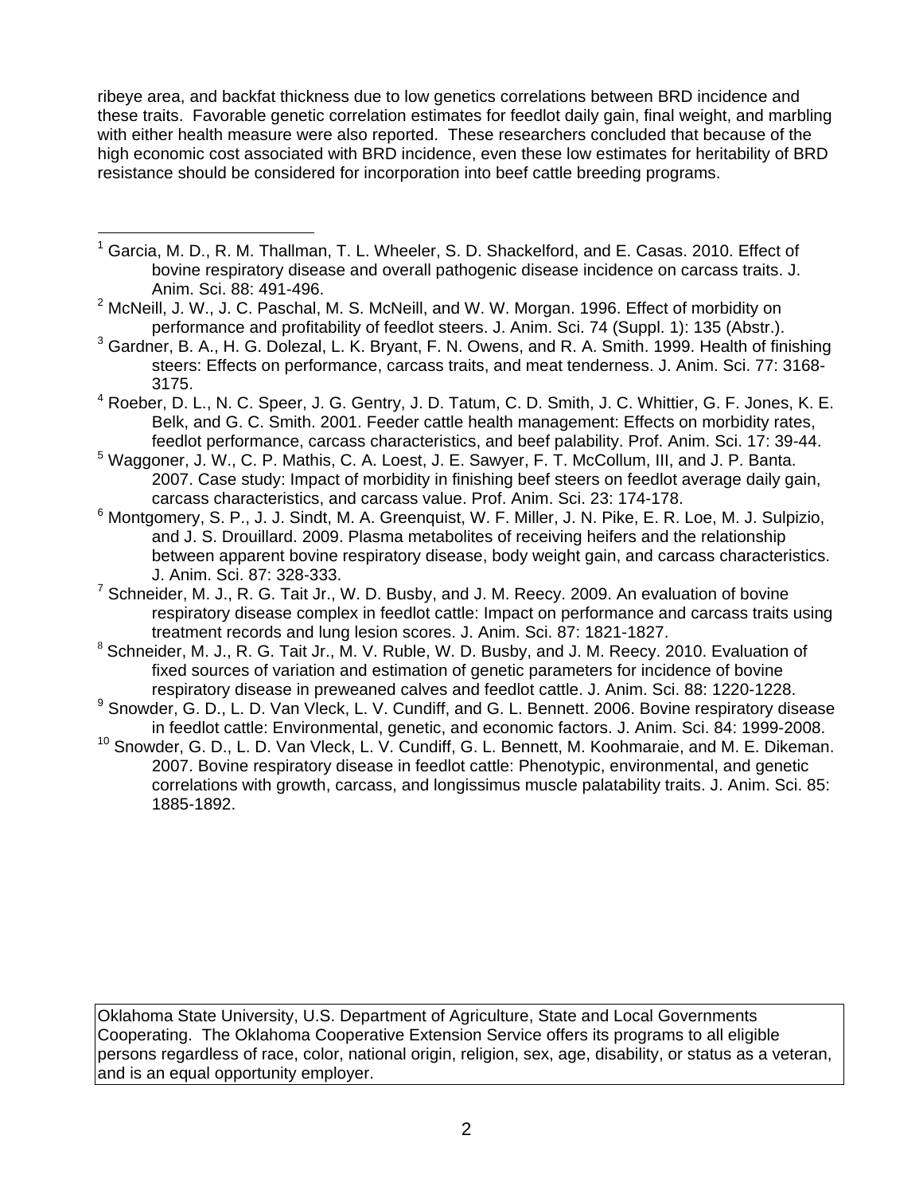ribeye area, and backfat thickness due to low genetics correlations between BRD incidence and these traits. Favorable genetic correlation estimates for feedlot daily gain, final weight, and marbling with either health measure were also reported. These researchers concluded that because of the high economic cost associated with BRD incidence, even these low estimates for heritability of BRD resistance should be considered for incorporation into beef cattle breeding programs.

---

[1] Garcia, M. D., R. M. Thallman, T. L. Wheeler, S. D. Shackelford, and E. Casas. 2010. Effect of bovine respiratory disease and overall pathogenic disease incidence on carcass traits. J. Anim. Sci. 88: 491-496.

[2] McNeill, J. W., J. C. Paschal, M. S. McNeill, and W. W. Morgan. 1996. Effect of morbidity on performance and profitability of feedlot steers. J. Anim. Sci. 74 (Suppl. 1): 135 (Abstr.).

[3] Gardner, B. A., H. G. Dolezal, L. K. Bryant, F. N. Owens, and R. A. Smith. 1999. Health of finishing steers: Effects on performance, carcass traits, and meat tenderness. J. Anim. Sci. 77: 3168-3175.

[4] Roeber, D. L., N. C. Speer, J. G. Gentry, J. D. Tatum, C. D. Smith, J. C. Whittier, G. F. Jones, K. E. Belk, and G. C. Smith. 2001. Feeder cattle health management: Effects on morbidity rates, feedlot performance, carcass characteristics, and beef palability. Prof. Anim. Sci. 17: 39-44.

[5] Waggoner, J. W., C. P. Mathis, C. A. Loest, J. E. Sawyer, F. T. McCollum, III, and J. P. Banta. 2007. Case study: Impact of morbidity in finishing beef steers on feedlot average daily gain, carcass characteristics, and carcass value. Prof. Anim. Sci. 23: 174-178.

[6] Montgomery, S. P., J. J. Sindt, M. A. Greenquist, W. F. Miller, J. N. Pike, E. R. Loe, M. J. Sulpizio, and J. S. Drouillard. 2009. Plasma metabolites of receiving heifers and the relationship between apparent bovine respiratory disease, body weight gain, and carcass characteristics. J. Anim. Sci. 87: 328-333.

[7] Schneider, M. J., R. G. Tait Jr., W. D. Busby, and J. M. Reecy. 2009. An evaluation of bovine respiratory disease complex in feedlot cattle: Impact on performance and carcass traits using treatment records and lung lesion scores. J. Anim. Sci. 87: 1821-1827.

[8] Schneider, M. J., R. G. Tait Jr., M. V. Ruble, W. D. Busby, and J. M. Reecy. 2010. Evaluation of fixed sources of variation and estimation of genetic parameters for incidence of bovine respiratory disease in preweaned calves and feedlot cattle. J. Anim. Sci. 88: 1220-1228.

[9] Snowder, G. D., L. D. Van Vleck, L. V. Cundiff, and G. L. Bennett. 2006. Bovine respiratory disease in feedlot cattle: Environmental, genetic, and economic factors. J. Anim. Sci. 84: 1999-2008.

[10] Snowder, G. D., L. D. Van Vleck, L. V. Cundiff, G. L. Bennett, M. Koohmaraie, and M. E. Dikeman. 2007. Bovine respiratory disease in feedlot cattle: Phenotypic, environmental, and genetic correlations with growth, carcass, and longissimus muscle palatability traits. J. Anim. Sci. 85: 1885-1892.

Oklahoma State University, U.S. Department of Agriculture, State and Local Governments Cooperating. The Oklahoma Cooperative Extension Service offers its programs to all eligible persons regardless of race, color, national origin, religion, sex, age, disability, or status as a veteran, and is an equal opportunity employer.